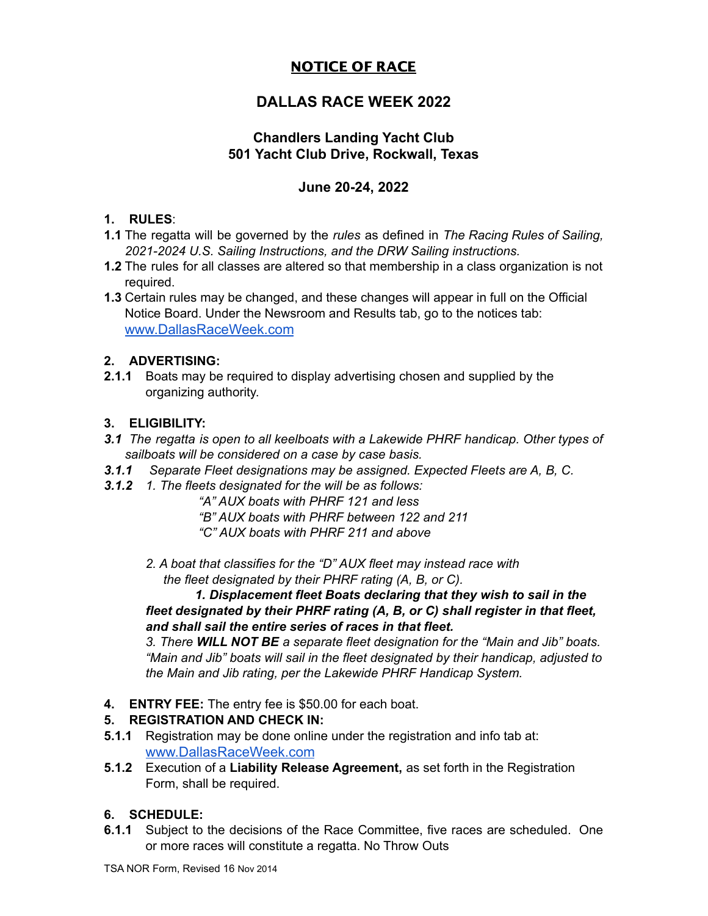# NOTICE OF RACE

## DALLAS RACE WEEK 2022

### Chandlers Landing Yacht Club
### 501 Yacht Club Drive, Rockwall, Texas

### June 20-24, 2022

**1. RULES**:

**1.1** The regatta will be governed by the *rules* as defined in *The Racing Rules of Sailing, 2021-2024 U.S. Sailing Instructions, and the DRW Sailing instructions.*

**1.2** The rules for all classes are altered so that membership in a class organization is not required.

**1.3** Certain rules may be changed, and these changes will appear in full on the Official Notice Board. Under the Newsroom and Results tab, go to the notices tab: [www.DallasRaceWeek.com](http://www.DallasRaceWeek.com)

**2. ADVERTISING:**

**2.1.1** Boats may be required to display advertising chosen and supplied by the organizing authority.

**3. ELIGIBILITY:**

***3.1*** *The regatta is open to all keelboats with a Lakewide PHRF handicap. Other types of sailboats will be considered on a case by case basis.*

***3.1.1*** *Separate Fleet designations may be assigned. Expected Fleets are A, B, C.*

***3.1.2*** *1. The fleets designated for the will be as follows:*

*"A" AUX boats with PHRF 121 and less*
*"B" AUX boats with PHRF between 122 and 211*
*"C" AUX boats with PHRF 211 and above*

*2. A boat that classifies for the "D" AUX fleet may instead race with the fleet designated by their PHRF rating (A, B, or C).*

***1. Displacement fleet Boats declaring that they wish to sail in the fleet designated by their PHRF rating (A, B, or C) shall register in that fleet, and shall sail the entire series of races in that fleet.***

*3. There **WILL NOT BE** a separate fleet designation for the "Main and Jib" boats. "Main and Jib" boats will sail in the fleet designated by their handicap, adjusted to the Main and Jib rating, per the Lakewide PHRF Handicap System.*

**4. ENTRY FEE:** The entry fee is $50.00 for each boat.

**5. REGISTRATION AND CHECK IN:**

**5.1.1** Registration may be done online under the registration and info tab at: [www.DallasRaceWeek.com](http://www.DallasRaceWeek.com)

**5.1.2** Execution of a **Liability Release Agreement,** as set forth in the Registration Form, shall be required.

**6. SCHEDULE:**

**6.1.1** Subject to the decisions of the Race Committee, five races are scheduled. One or more races will constitute a regatta. No Throw Outs

TSA NOR Form, Revised 16 Nov 2014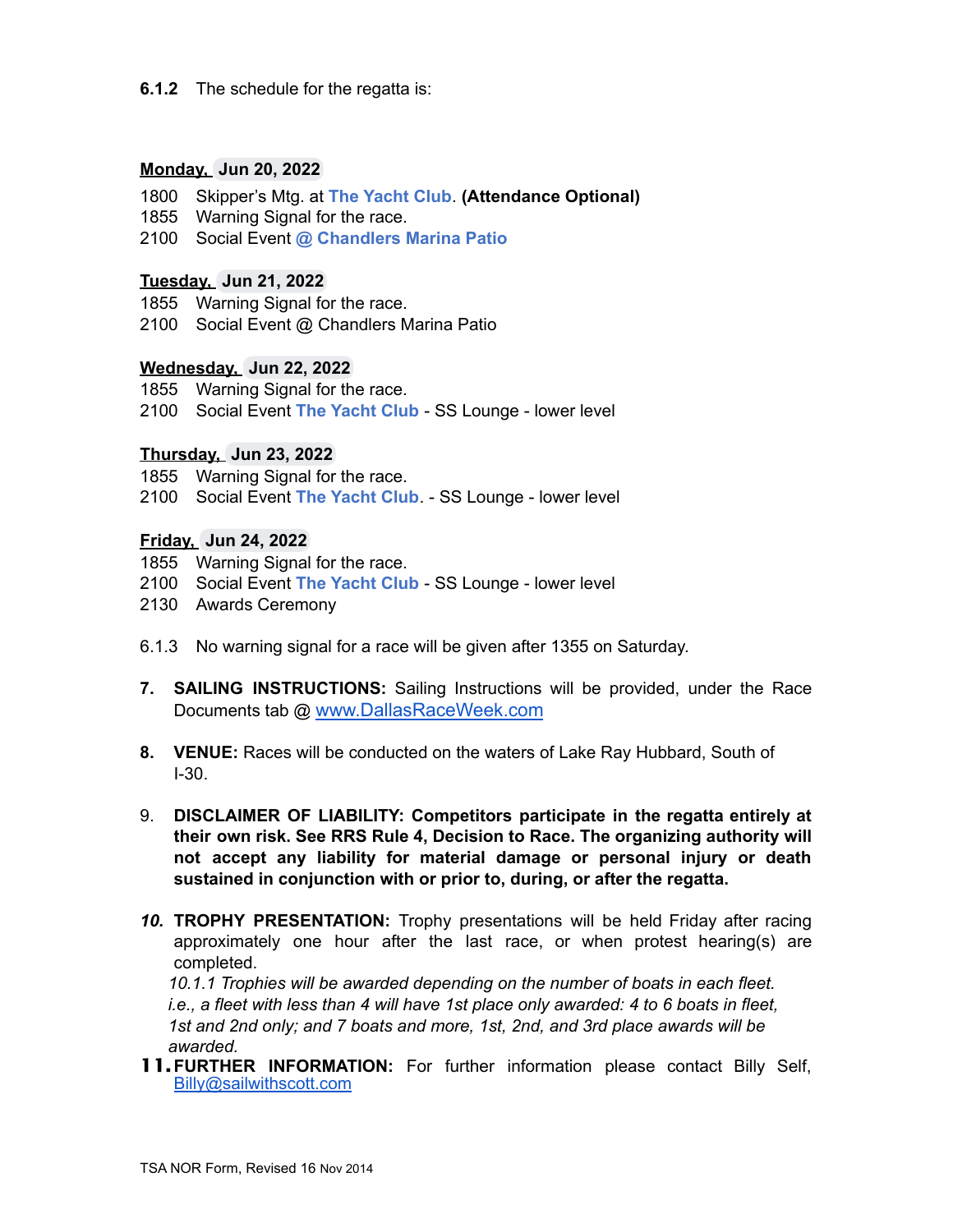**6.1.2** The schedule for the regatta is:

**Monday, Jun 20, 2022**

1800 Skipper's Mtg. at The Yacht Club. **(Attendance Optional)**
1855 Warning Signal for the race.
2100 Social Event @ Chandlers Marina Patio

**Tuesday, Jun 21, 2022**

1855 Warning Signal for the race.
2100 Social Event @ Chandlers Marina Patio

**Wednesday, Jun 22, 2022**

1855 Warning Signal for the race.
2100 Social Event The Yacht Club - SS Lounge - lower level

**Thursday, Jun 23, 2022**

1855 Warning Signal for the race.
2100 Social Event The Yacht Club. - SS Lounge - lower level

**Friday, Jun 24, 2022**

1855 Warning Signal for the race.
2100 Social Event The Yacht Club - SS Lounge - lower level
2130 Awards Ceremony

6.1.3 No warning signal for a race will be given after 1355 on Saturday.

**7. SAILING INSTRUCTIONS:** Sailing Instructions will be provided, under the Race Documents tab @ www.DallasRaceWeek.com

**8. VENUE:** Races will be conducted on the waters of Lake Ray Hubbard, South of I-30.

9. **DISCLAIMER OF LIABILITY: Competitors participate in the regatta entirely at their own risk. See RRS Rule 4, Decision to Race. The organizing authority will not accept any liability for material damage or personal injury or death sustained in conjunction with or prior to, during, or after the regatta.**

*10.* **TROPHY PRESENTATION:** Trophy presentations will be held Friday after racing approximately one hour after the last race, or when protest hearing(s) are completed.

*10.1.1 Trophies will be awarded depending on the number of boats in each fleet. i.e., a fleet with less than 4 will have 1st place only awarded: 4 to 6 boats in fleet, 1st and 2nd only; and 7 boats and more, 1st, 2nd, and 3rd place awards will be awarded.*

**11. FURTHER INFORMATION:** For further information please contact Billy Self, Billy@sailwithscott.com

TSA NOR Form, Revised 16 Nov 2014